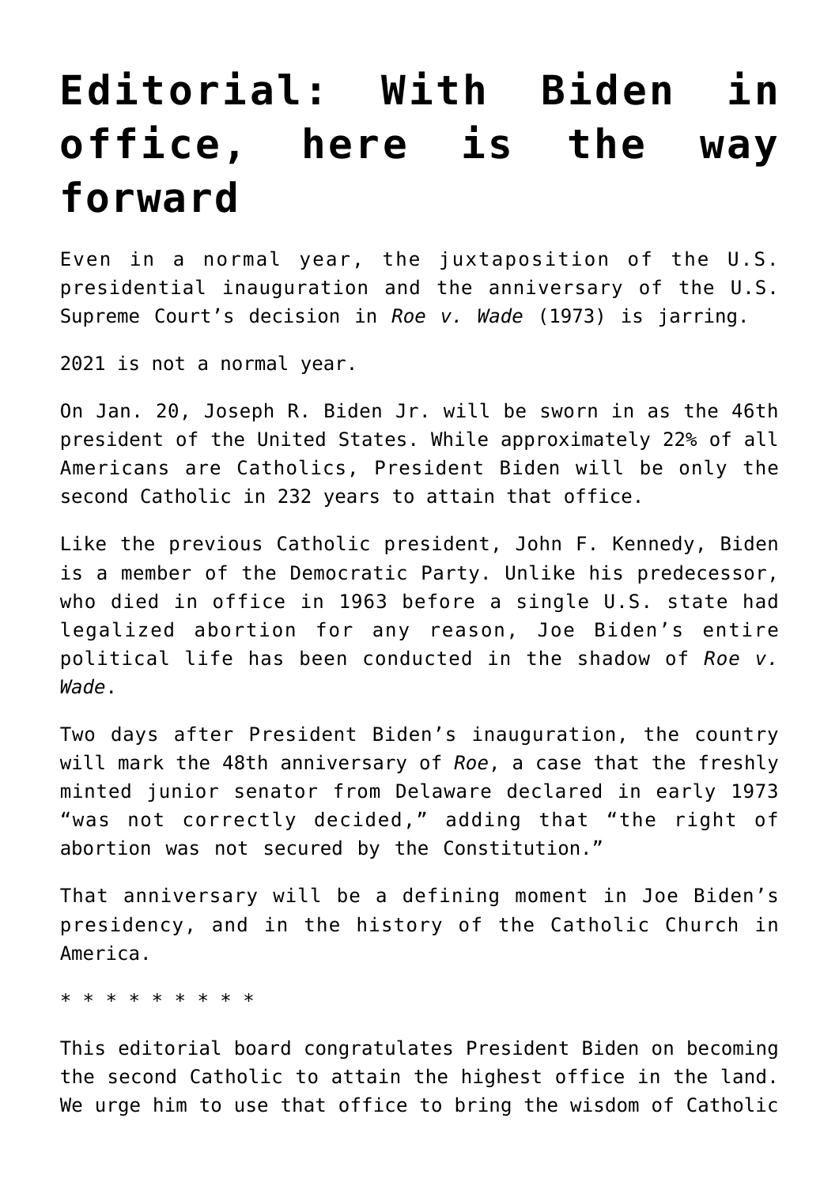# Editorial: With Biden in office, here is the way forward

Even in a normal year, the juxtaposition of the U.S. presidential inauguration and the anniversary of the U.S. Supreme Court's decision in *Roe v. Wade* (1973) is jarring.

2021 is not a normal year.

On Jan. 20, Joseph R. Biden Jr. will be sworn in as the 46th president of the United States. While approximately 22% of all Americans are Catholics, President Biden will be only the second Catholic in 232 years to attain that office.

Like the previous Catholic president, John F. Kennedy, Biden is a member of the Democratic Party. Unlike his predecessor, who died in office in 1963 before a single U.S. state had legalized abortion for any reason, Joe Biden's entire political life has been conducted in the shadow of *Roe v. Wade*.

Two days after President Biden's inauguration, the country will mark the 48th anniversary of *Roe*, a case that the freshly minted junior senator from Delaware declared in early 1973 "was not correctly decided," adding that "the right of abortion was not secured by the Constitution."

That anniversary will be a defining moment in Joe Biden's presidency, and in the history of the Catholic Church in America.

* * * * * * * * * *

This editorial board congratulates President Biden on becoming the second Catholic to attain the highest office in the land. We urge him to use that office to bring the wisdom of Catholic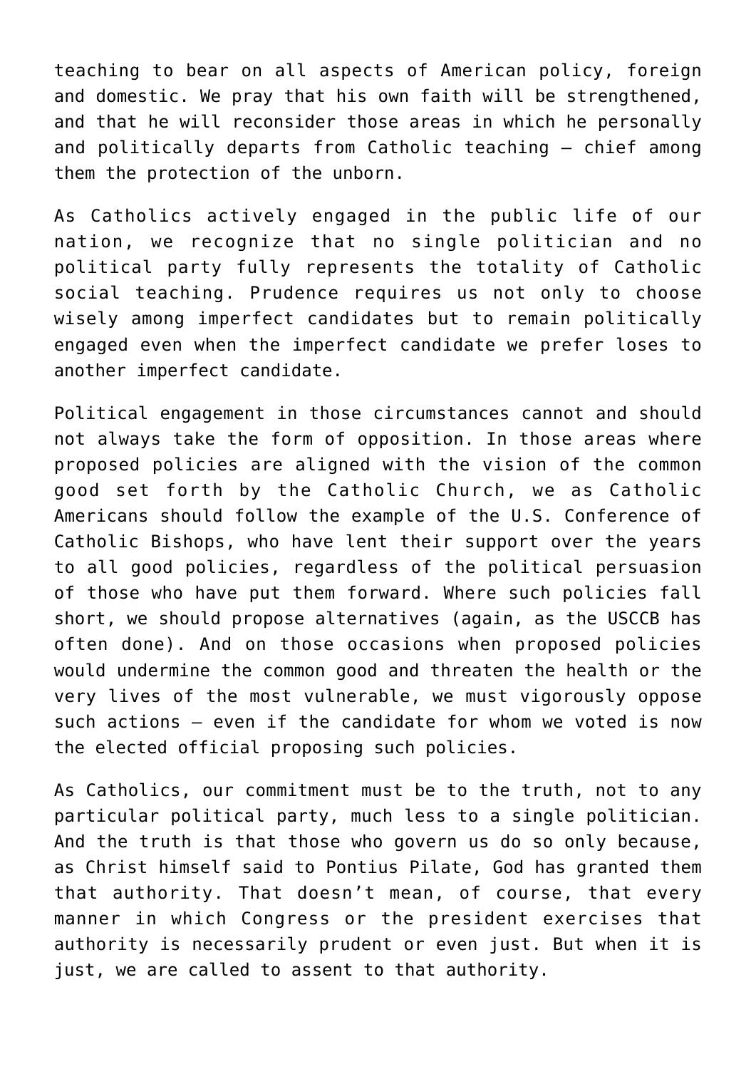teaching to bear on all aspects of American policy, foreign and domestic. We pray that his own faith will be strengthened, and that he will reconsider those areas in which he personally and politically departs from Catholic teaching — chief among them the protection of the unborn.

As Catholics actively engaged in the public life of our nation, we recognize that no single politician and no political party fully represents the totality of Catholic social teaching. Prudence requires us not only to choose wisely among imperfect candidates but to remain politically engaged even when the imperfect candidate we prefer loses to another imperfect candidate.

Political engagement in those circumstances cannot and should not always take the form of opposition. In those areas where proposed policies are aligned with the vision of the common good set forth by the Catholic Church, we as Catholic Americans should follow the example of the U.S. Conference of Catholic Bishops, who have lent their support over the years to all good policies, regardless of the political persuasion of those who have put them forward. Where such policies fall short, we should propose alternatives (again, as the USCCB has often done). And on those occasions when proposed policies would undermine the common good and threaten the health or the very lives of the most vulnerable, we must vigorously oppose such actions — even if the candidate for whom we voted is now the elected official proposing such policies.

As Catholics, our commitment must be to the truth, not to any particular political party, much less to a single politician. And the truth is that those who govern us do so only because, as Christ himself said to Pontius Pilate, God has granted them that authority. That doesn't mean, of course, that every manner in which Congress or the president exercises that authority is necessarily prudent or even just. But when it is just, we are called to assent to that authority.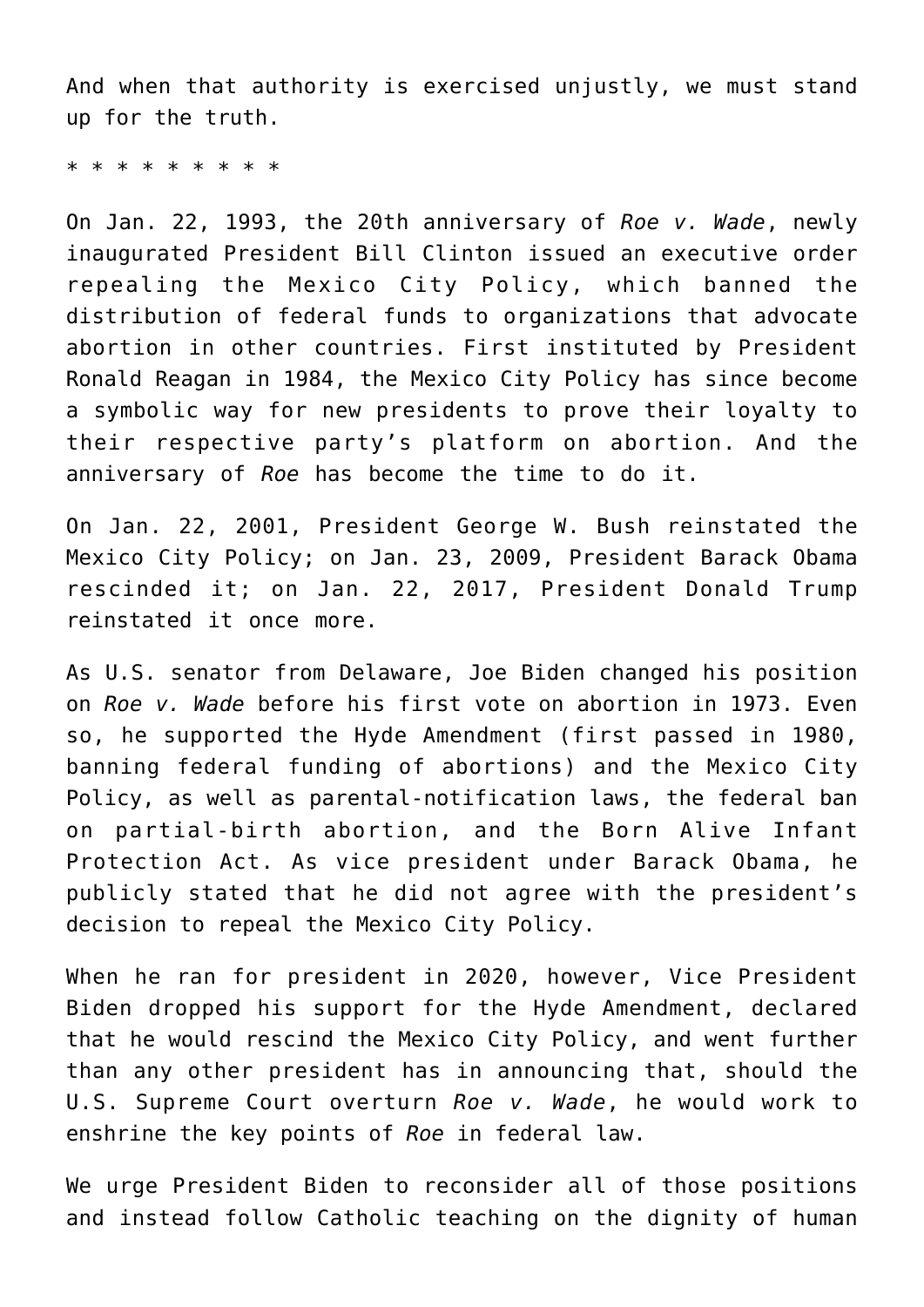And when that authority is exercised unjustly, we must stand up for the truth.

* * * * * * * * * *

On Jan. 22, 1993, the 20th anniversary of *Roe v. Wade*, newly inaugurated President Bill Clinton issued an executive order repealing the Mexico City Policy, which banned the distribution of federal funds to organizations that advocate abortion in other countries. First instituted by President Ronald Reagan in 1984, the Mexico City Policy has since become a symbolic way for new presidents to prove their loyalty to their respective party's platform on abortion. And the anniversary of *Roe* has become the time to do it.

On Jan. 22, 2001, President George W. Bush reinstated the Mexico City Policy; on Jan. 23, 2009, President Barack Obama rescinded it; on Jan. 22, 2017, President Donald Trump reinstated it once more.

As U.S. senator from Delaware, Joe Biden changed his position on *Roe v. Wade* before his first vote on abortion in 1973. Even so, he supported the Hyde Amendment (first passed in 1980, banning federal funding of abortions) and the Mexico City Policy, as well as parental-notification laws, the federal ban on partial-birth abortion, and the Born Alive Infant Protection Act. As vice president under Barack Obama, he publicly stated that he did not agree with the president's decision to repeal the Mexico City Policy.

When he ran for president in 2020, however, Vice President Biden dropped his support for the Hyde Amendment, declared that he would rescind the Mexico City Policy, and went further than any other president has in announcing that, should the U.S. Supreme Court overturn *Roe v. Wade*, he would work to enshrine the key points of *Roe* in federal law.

We urge President Biden to reconsider all of those positions and instead follow Catholic teaching on the dignity of human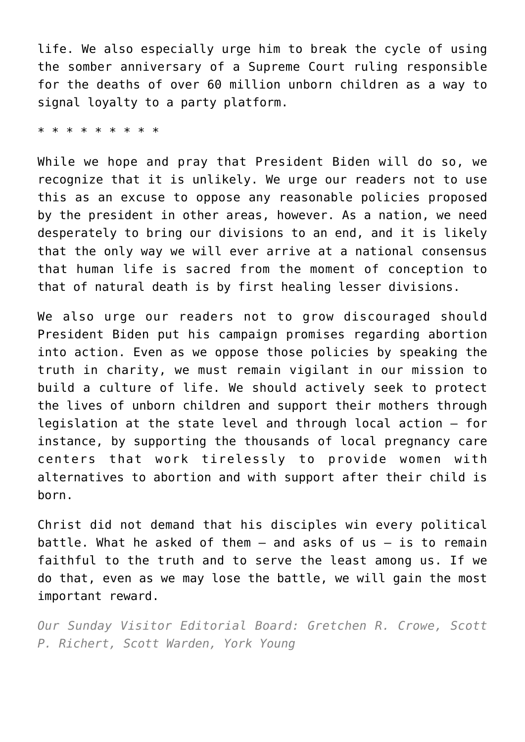life. We also especially urge him to break the cycle of using the somber anniversary of a Supreme Court ruling responsible for the deaths of over 60 million unborn children as a way to signal loyalty to a party platform.

* * * * * * * * *

While we hope and pray that President Biden will do so, we recognize that it is unlikely. We urge our readers not to use this as an excuse to oppose any reasonable policies proposed by the president in other areas, however. As a nation, we need desperately to bring our divisions to an end, and it is likely that the only way we will ever arrive at a national consensus that human life is sacred from the moment of conception to that of natural death is by first healing lesser divisions.

We also urge our readers not to grow discouraged should President Biden put his campaign promises regarding abortion into action. Even as we oppose those policies by speaking the truth in charity, we must remain vigilant in our mission to build a culture of life. We should actively seek to protect the lives of unborn children and support their mothers through legislation at the state level and through local action — for instance, by supporting the thousands of local pregnancy care centers that work tirelessly to provide women with alternatives to abortion and with support after their child is born.

Christ did not demand that his disciples win every political battle. What he asked of them — and asks of us — is to remain faithful to the truth and to serve the least among us. If we do that, even as we may lose the battle, we will gain the most important reward.

*Our Sunday Visitor Editorial Board: Gretchen R. Crowe, Scott P. Richert, Scott Warden, York Young*